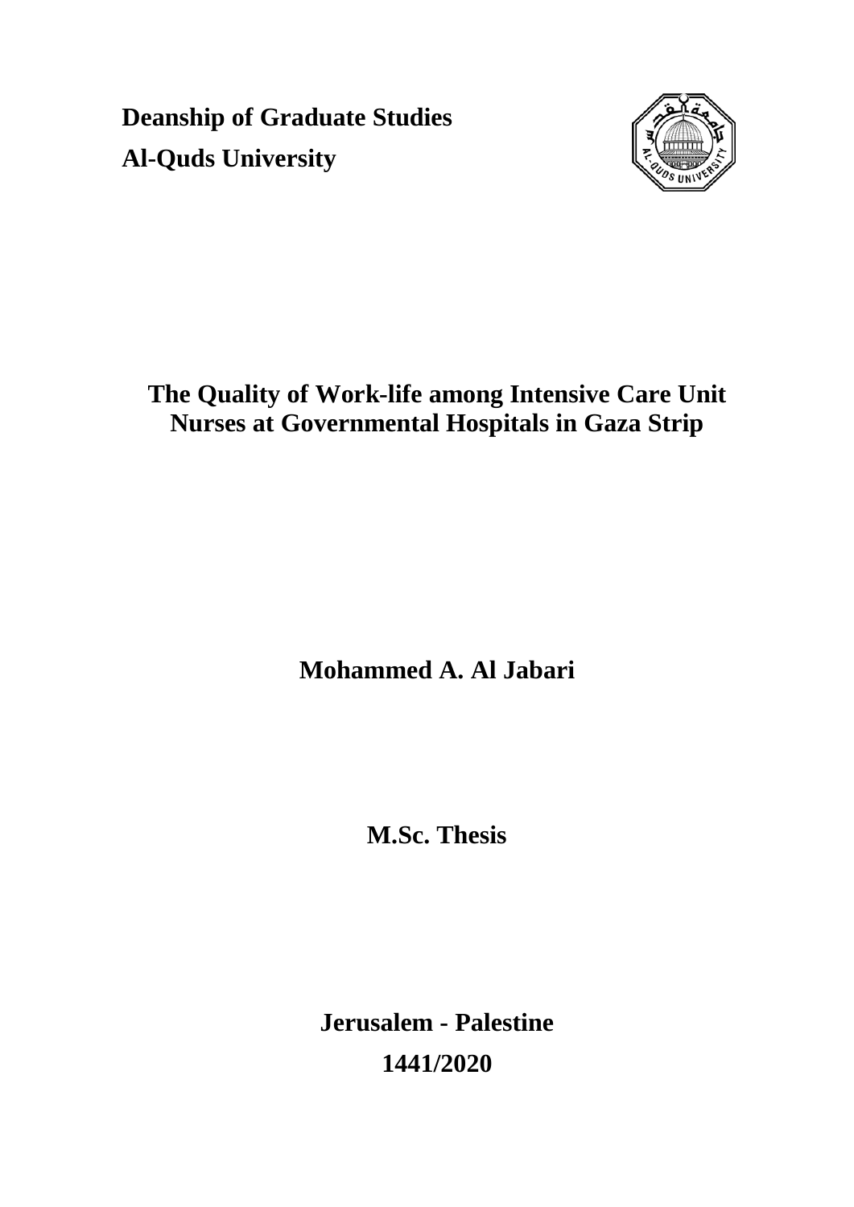**Deanship of Graduate Studies**

**Al-Quds University**

# The Quality of Work-life among Intensive Care Unit Nurses at Governmental Hospitals in Gaza Strip

**Mohammed A. Al Jabari**

**M.Sc. Thesis**

**Jerusalem - Palestine**

**1441/2020**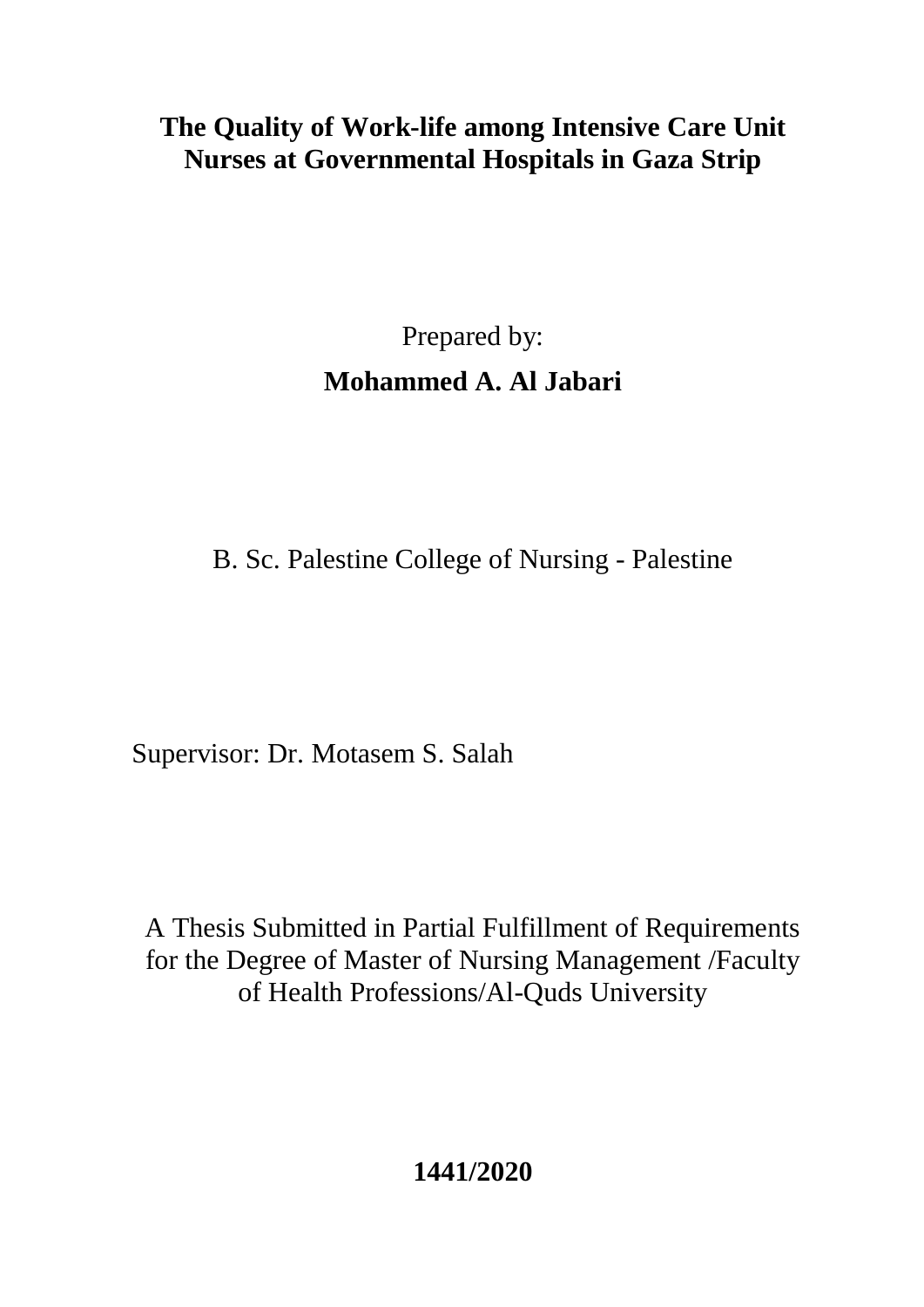# The Quality of Work-life among Intensive Care Unit Nurses at Governmental Hospitals in Gaza Strip

Prepared by:

**Mohammed A. Al Jabari**

B. Sc. Palestine College of Nursing - Palestine

Supervisor: Dr. Motasem S. Salah

A Thesis Submitted in Partial Fulfillment of Requirements for the Degree of Master of Nursing Management /Faculty of Health Professions/Al-Quds University

**1441/2020**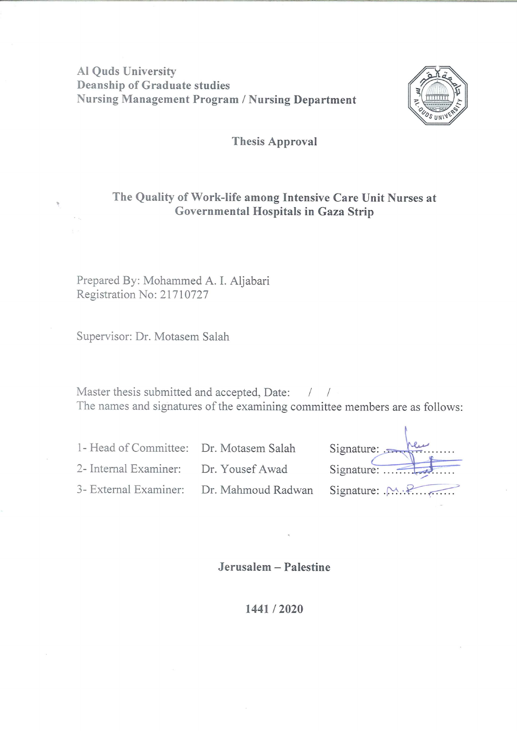Al Quds University
Deanship of Graduate studies
Nursing Management Program / Nursing Department

## Thesis Approval

## The Quality of Work-life among Intensive Care Unit Nurses at Governmental Hospitals in Gaza Strip

Prepared By: Mohammed A. I. Aljabari
Registration No: 21710727

Supervisor: Dr. Motasem Salah

Master thesis submitted and accepted, Date:    /    /
The names and signatures of the examining committee members are as follows:

| | | |
|---|---|---|
| 1- Head of Committee: | Dr. Motasem Salah | Signature: .................. |
| 2- Internal Examiner: | Dr. Yousef Awad | Signature: .................. |
| 3- External Examiner: | Dr. Mahmoud Radwan | Signature: .................. |

**Jerusalem – Palestine**

**1441 / 2020**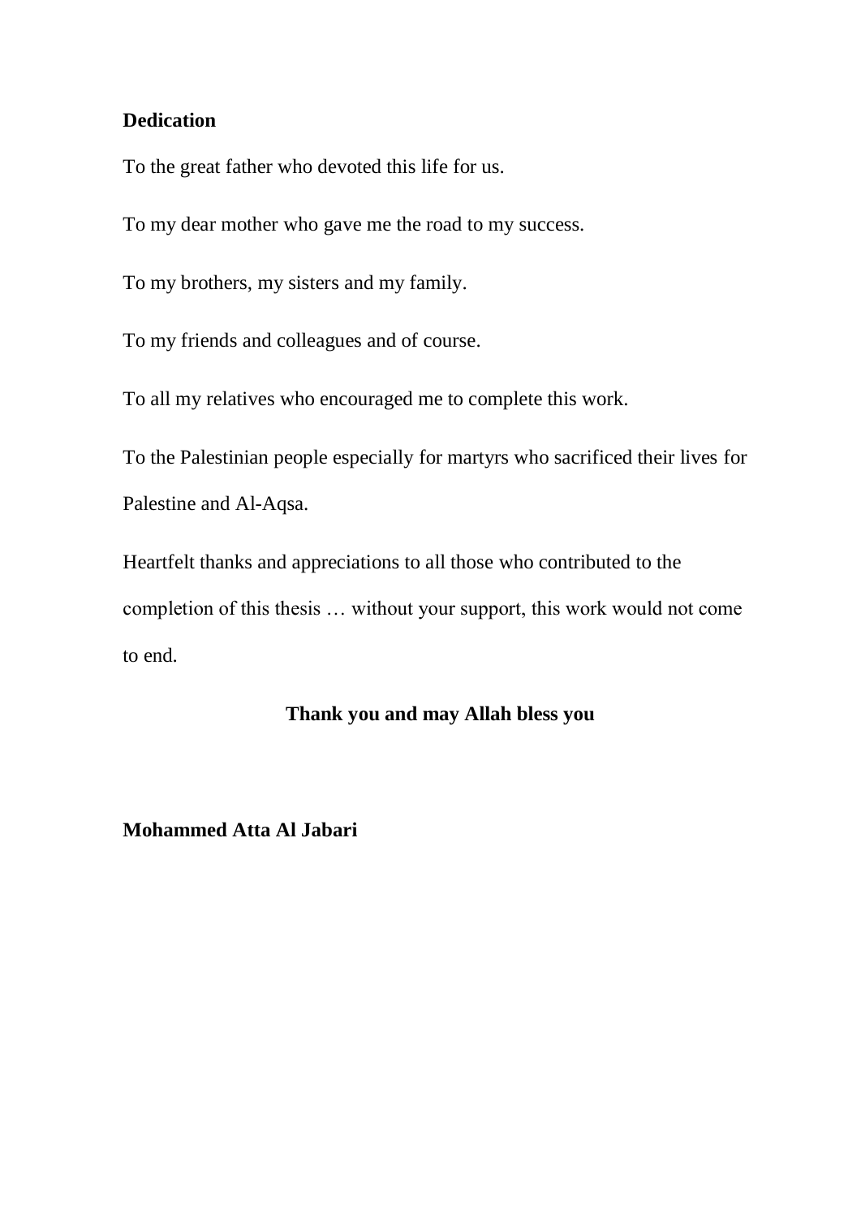## Dedication

To the great father who devoted this life for us.

To my dear mother who gave me the road to my success.

To my brothers, my sisters and my family.

To my friends and colleagues and of course.

To all my relatives who encouraged me to complete this work.

To the Palestinian people especially for martyrs who sacrificed their lives for Palestine and Al-Aqsa.

Heartfelt thanks and appreciations to all those who contributed to the completion of this thesis … without your support, this work would not come to end.

**Thank you and may Allah bless you**

**Mohammed Atta Al Jabari**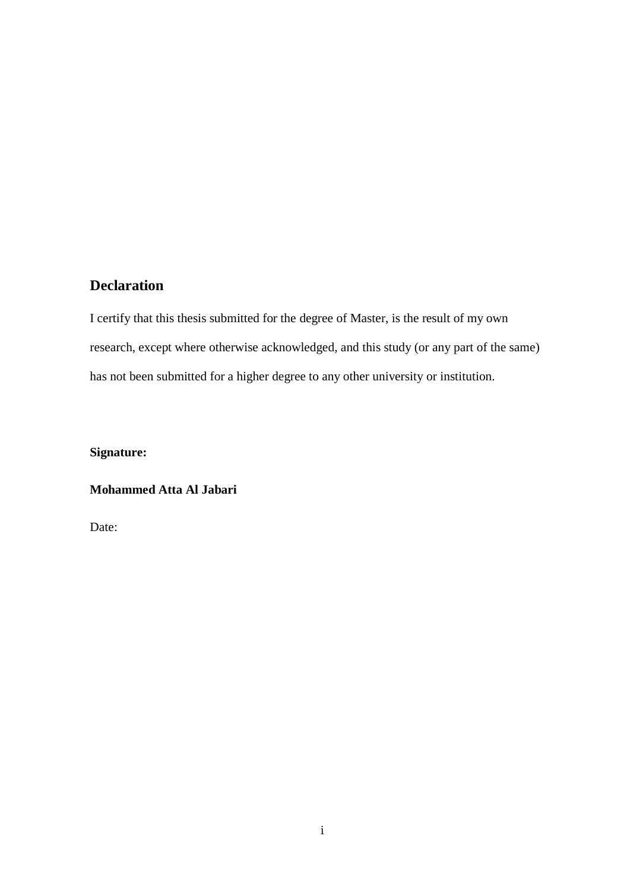## Declaration

I certify that this thesis submitted for the degree of Master, is the result of my own research, except where otherwise acknowledged, and this study (or any part of the same) has not been submitted for a higher degree to any other university or institution.

**Signature:**

**Mohammed Atta Al Jabari**

Date: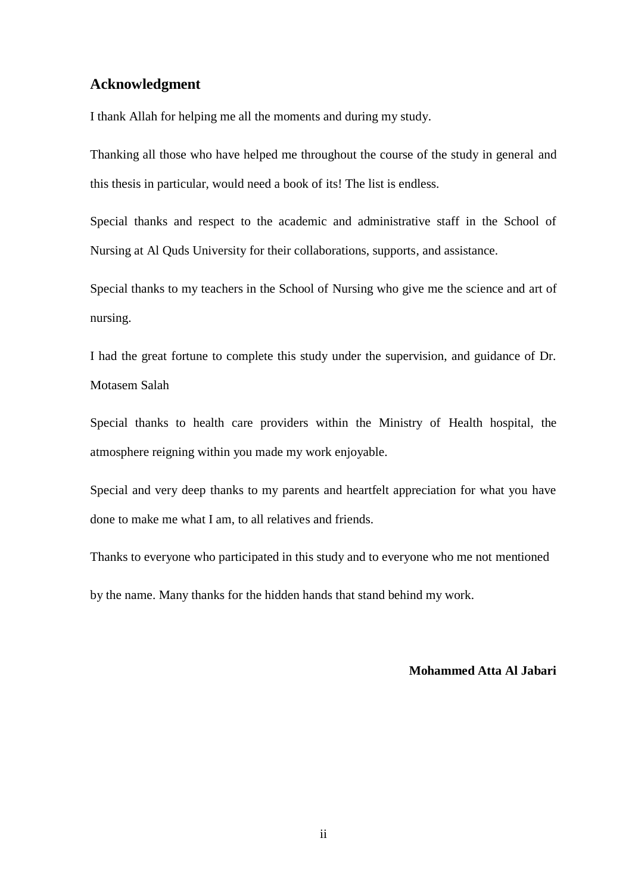## Acknowledgment

I thank Allah for helping me all the moments and during my study.

Thanking all those who have helped me throughout the course of the study in general and this thesis in particular, would need a book of its! The list is endless.

Special thanks and respect to the academic and administrative staff in the School of Nursing at Al Quds University for their collaborations, supports, and assistance.

Special thanks to my teachers in the School of Nursing who give me the science and art of nursing.

I had the great fortune to complete this study under the supervision, and guidance of Dr. Motasem Salah

Special thanks to health care providers within the Ministry of Health hospital, the atmosphere reigning within you made my work enjoyable.

Special and very deep thanks to my parents and heartfelt appreciation for what you have done to make me what I am, to all relatives and friends.

Thanks to everyone who participated in this study and to everyone who me not mentioned by the name. Many thanks for the hidden hands that stand behind my work.

**Mohammed Atta Al Jabari**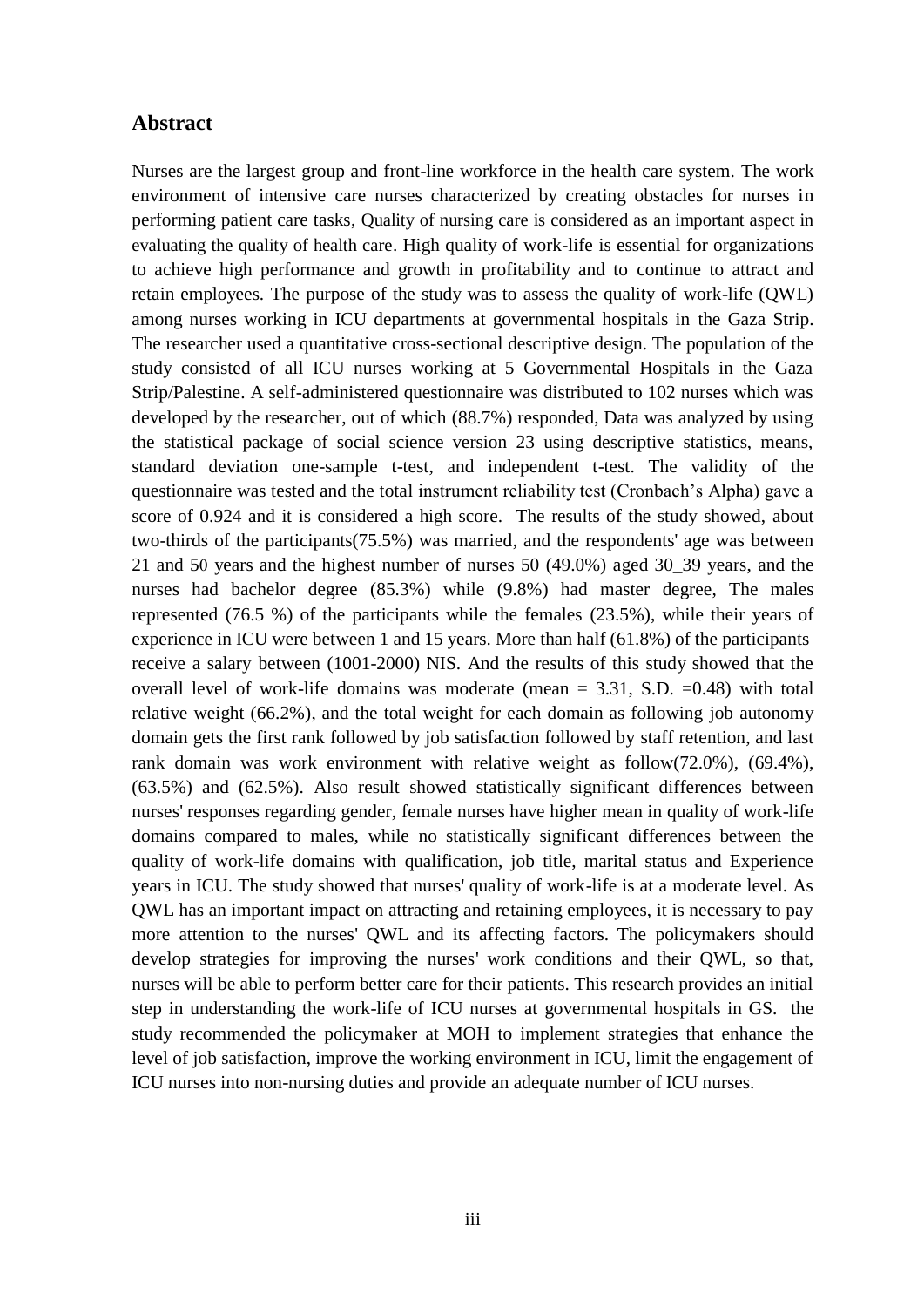## Abstract

Nurses are the largest group and front-line workforce in the health care system. The work environment of intensive care nurses characterized by creating obstacles for nurses in performing patient care tasks, Quality of nursing care is considered as an important aspect in evaluating the quality of health care. High quality of work-life is essential for organizations to achieve high performance and growth in profitability and to continue to attract and retain employees. The purpose of the study was to assess the quality of work-life (QWL) among nurses working in ICU departments at governmental hospitals in the Gaza Strip. The researcher used a quantitative cross-sectional descriptive design. The population of the study consisted of all ICU nurses working at 5 Governmental Hospitals in the Gaza Strip/Palestine. A self-administered questionnaire was distributed to 102 nurses which was developed by the researcher, out of which (88.7%) responded, Data was analyzed by using the statistical package of social science version 23 using descriptive statistics, means, standard deviation one-sample t-test, and independent t-test. The validity of the questionnaire was tested and the total instrument reliability test (Cronbach's Alpha) gave a score of 0.924 and it is considered a high score. The results of the study showed, about two-thirds of the participants(75.5%) was married, and the respondents' age was between 21 and 50 years and the highest number of nurses 50 (49.0%) aged 30_39 years, and the nurses had bachelor degree (85.3%) while (9.8%) had master degree, The males represented (76.5 %) of the participants while the females (23.5%), while their years of experience in ICU were between 1 and 15 years. More than half (61.8%) of the participants receive a salary between (1001-2000) NIS. And the results of this study showed that the overall level of work-life domains was moderate (mean = 3.31, S.D. =0.48) with total relative weight (66.2%), and the total weight for each domain as following job autonomy domain gets the first rank followed by job satisfaction followed by staff retention, and last rank domain was work environment with relative weight as follow(72.0%), (69.4%), (63.5%) and (62.5%). Also result showed statistically significant differences between nurses' responses regarding gender, female nurses have higher mean in quality of work-life domains compared to males, while no statistically significant differences between the quality of work-life domains with qualification, job title, marital status and Experience years in ICU. The study showed that nurses' quality of work-life is at a moderate level. As QWL has an important impact on attracting and retaining employees, it is necessary to pay more attention to the nurses' QWL and its affecting factors. The policymakers should develop strategies for improving the nurses' work conditions and their QWL, so that, nurses will be able to perform better care for their patients. This research provides an initial step in understanding the work-life of ICU nurses at governmental hospitals in GS. the study recommended the policymaker at MOH to implement strategies that enhance the level of job satisfaction, improve the working environment in ICU, limit the engagement of ICU nurses into non-nursing duties and provide an adequate number of ICU nurses.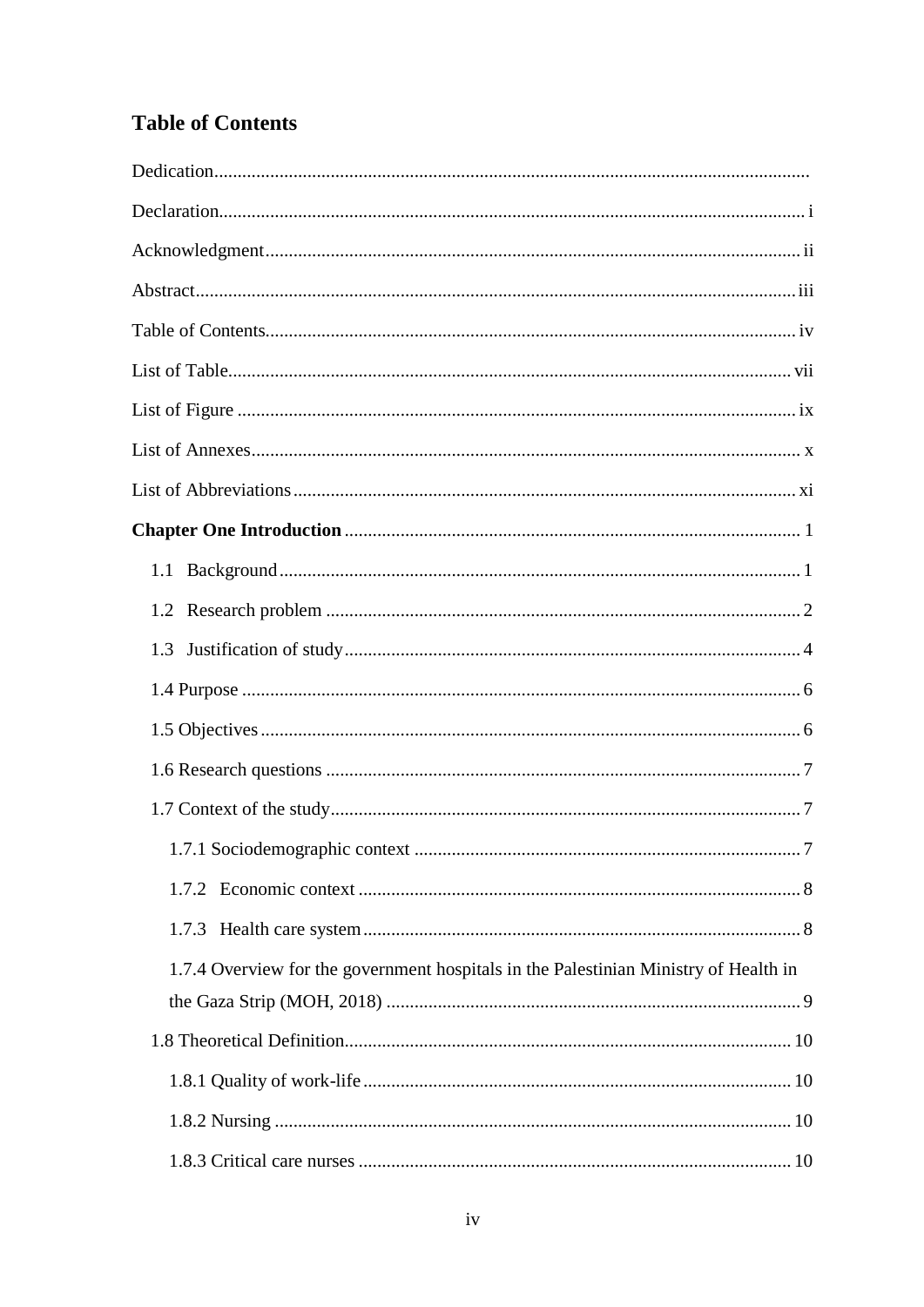## Table of Contents

Dedication

Declaration ..... i

Acknowledgment ..... ii

Abstract ..... iii

Table of Contents ..... iv

List of Table ..... vii

List of Figure ..... ix

List of Annexes ..... x

List of Abbreviations ..... xi

**Chapter One Introduction** ..... 1

- 1.1 Background ..... 1
- 1.2 Research problem ..... 2
- 1.3 Justification of study ..... 4
- 1.4 Purpose ..... 6
- 1.5 Objectives ..... 6
- 1.6 Research questions ..... 7
- 1.7 Context of the study ..... 7
  - 1.7.1 Sociodemographic context ..... 7
  - 1.7.2 Economic context ..... 8
  - 1.7.3 Health care system ..... 8
  - 1.7.4 Overview for the government hospitals in the Palestinian Ministry of Health in the Gaza Strip (MOH, 2018) ..... 9
- 1.8 Theoretical Definition ..... 10
  - 1.8.1 Quality of work-life ..... 10
  - 1.8.2 Nursing ..... 10
  - 1.8.3 Critical care nurses ..... 10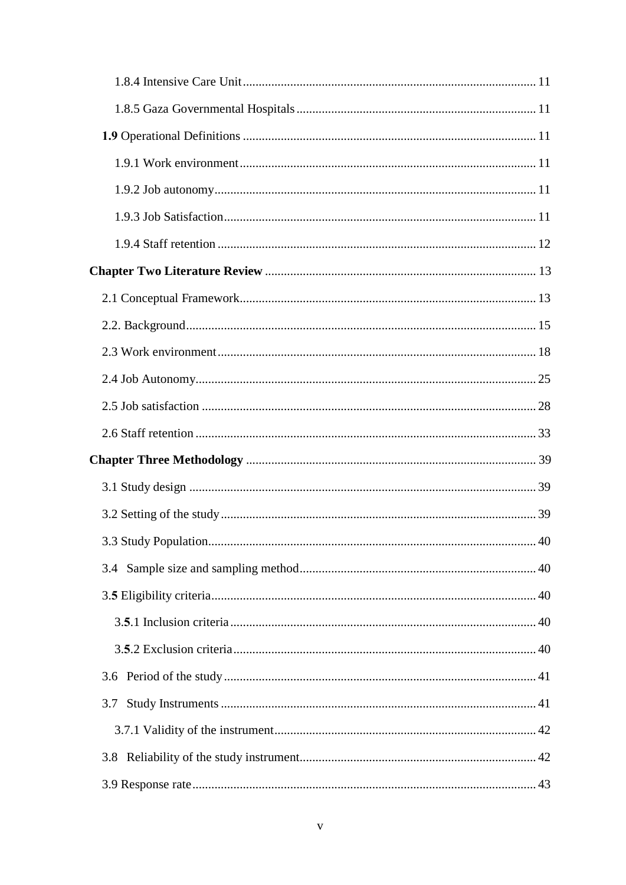1.8.4 Intensive Care Unit ........................................................................................... 11

1.8.5 Gaza Governmental Hospitals ........................................................................... 11

**1.9** Operational Definitions ............................................................................................ 11

1.9.1 Work environment ............................................................................................. 11

1.9.2 Job autonomy ..................................................................................................... 11

1.9.3 Job Satisfaction .................................................................................................. 11

1.9.4 Staff retention .................................................................................................... 12

**Chapter Two Literature Review** ..................................................................................... 13

2.1 Conceptual Framework ............................................................................................. 13

2.2. Background ............................................................................................................... 15

2.3 Work environment ..................................................................................................... 18

2.4 Job Autonomy ............................................................................................................ 25

2.5 Job satisfaction .......................................................................................................... 28

2.6 Staff retention ............................................................................................................ 33

**Chapter Three Methodology** ........................................................................................... 39

3.1 Study design .............................................................................................................. 39

3.2 Setting of the study .................................................................................................... 39

3.3 Study Population ........................................................................................................ 40

3.4 Sample size and sampling method ........................................................................... 40

3.**5** Eligibility criteria ...................................................................................................... 40

3.**5**.1 Inclusion criteria ............................................................................................... 40

3.**5**.2 Exclusion criteria .............................................................................................. 40

3.6 Period of the study .................................................................................................... 41

3.7 Study Instruments ..................................................................................................... 41

3.7.1 Validity of the instrument ................................................................................... 42

3.8 Reliability of the study instrument ............................................................................ 42

3.9 Response rate ............................................................................................................ 43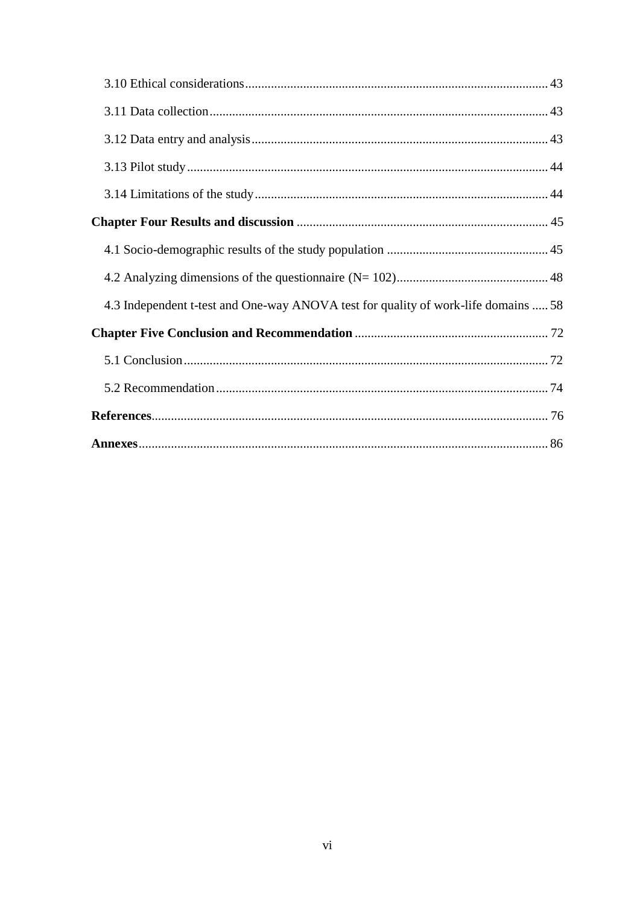3.10 Ethical considerations ........................................................................................ 43

3.11 Data collection ..................................................................................................... 43

3.12 Data entry and analysis ...................................................................................... 43

3.13 Pilot study ........................................................................................................... 44

3.14 Limitations of the study ...................................................................................... 44

**Chapter Four Results and discussion** ........................................................................ 45

4.1 Socio-demographic results of the study population .............................................. 45

4.2 Analyzing dimensions of the questionnaire (N= 102) ........................................... 48

4.3 Independent t-test and One-way ANOVA test for quality of work-life domains ..... 58

**Chapter Five Conclusion and Recommendation** ........................................................ 72

5.1 Conclusion ............................................................................................................ 72

5.2 Recommendation .................................................................................................. 74

**References** .................................................................................................................. 76

**Annexes** ...................................................................................................................... 86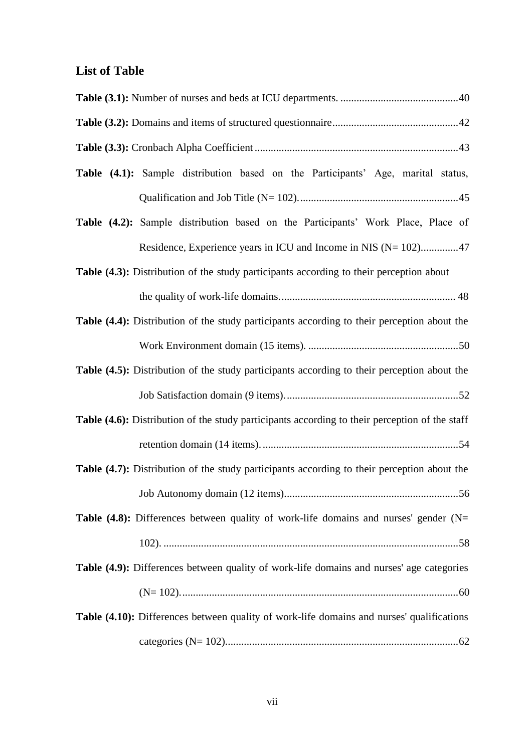## List of Table

**Table (3.1):** Number of nurses and beds at ICU departments. ............................................40

**Table (3.2):** Domains and items of structured questionnaire..............................................42

**Table (3.3):** Cronbach Alpha Coefficient...........................................................................43

**Table (4.1):** Sample distribution based on the Participants' Age, marital status, Qualification and Job Title (N= 102)...........................................................45

**Table (4.2):** Sample distribution based on the Participants' Work Place, Place of Residence, Experience years in ICU and Income in NIS (N= 102)..............47

**Table (4.3):** Distribution of the study participants according to their perception about the quality of work-life domains.................................................................. 48

**Table (4.4):** Distribution of the study participants according to their perception about the Work Environment domain (15 items). ........................................................50

**Table (4.5):** Distribution of the study participants according to their perception about the Job Satisfaction domain (9 items)................................................................52

**Table (4.6):** Distribution of the study participants according to their perception of the staff retention domain (14 items)..........................................................................54

**Table (4.7):** Distribution of the study participants according to their perception about the Job Autonomy domain (12 items)................................................................56

**Table (4.8):** Differences between quality of work-life domains and nurses' gender (N= 102). .............................................................................................................58

**Table (4.9):** Differences between quality of work-life domains and nurses' age categories (N= 102)........................................................................................................60

**Table (4.10):** Differences between quality of work-life domains and nurses' qualifications categories (N= 102).......................................................................................62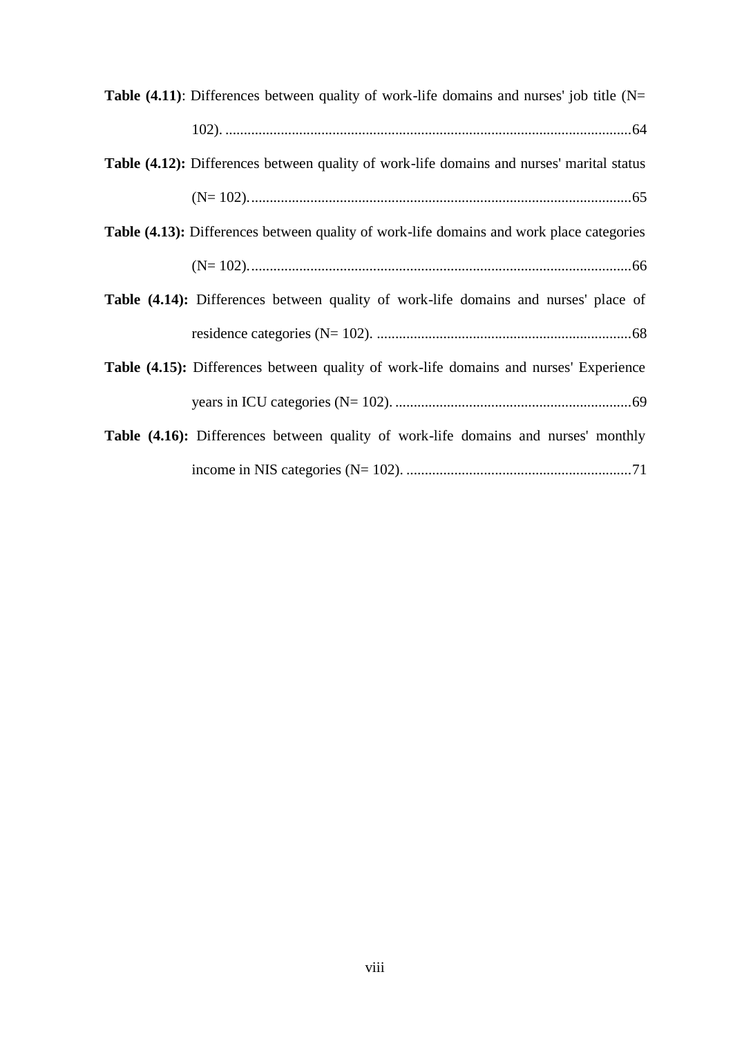**Table (4.11)**: Differences between quality of work-life domains and nurses' job title (N= 102). ............................................................................................................64

**Table (4.12):** Differences between quality of work-life domains and nurses' marital status (N= 102)......................................................................................................65

**Table (4.13):** Differences between quality of work-life domains and work place categories (N= 102)......................................................................................................66

**Table (4.14):** Differences between quality of work-life domains and nurses' place of residence categories (N= 102). ....................................................................68

**Table (4.15):** Differences between quality of work-life domains and nurses' Experience years in ICU categories (N= 102). ...............................................................69

**Table (4.16):** Differences between quality of work-life domains and nurses' monthly income in NIS categories (N= 102). ............................................................71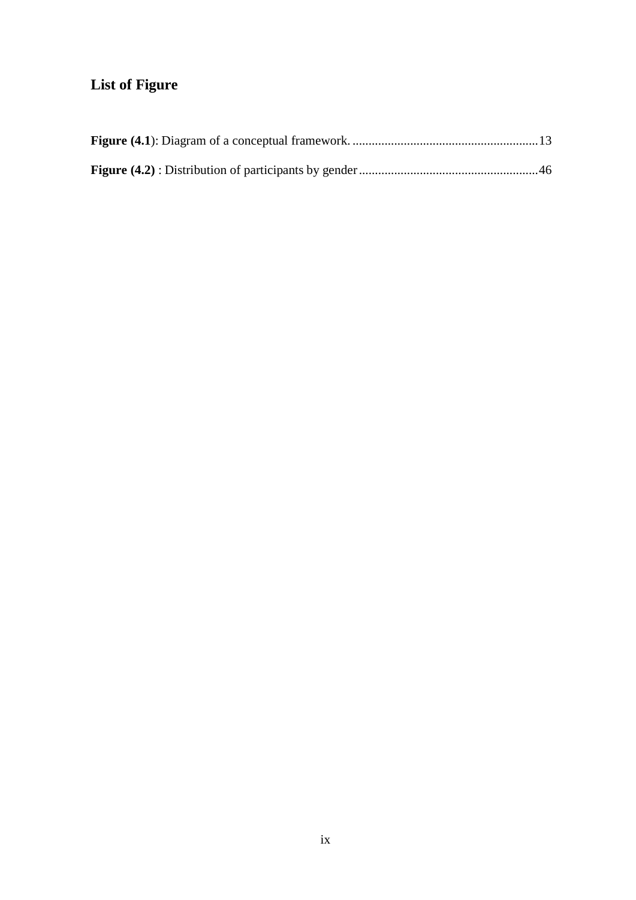# List of Figure

**Figure (4.1**): Diagram of a conceptual framework. ..........................................................13

**Figure (4.2)** : Distribution of participants by gender........................................................46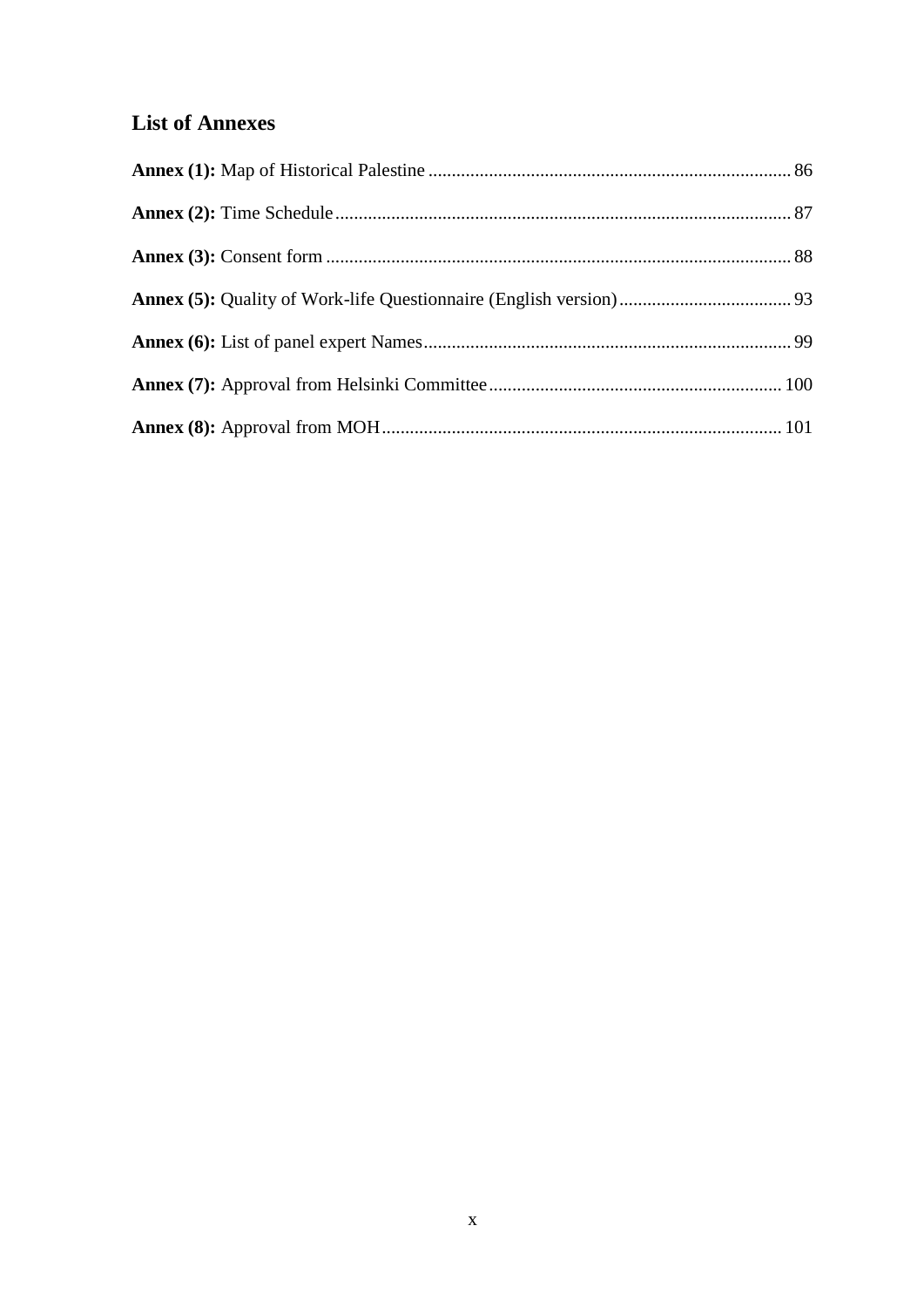## List of Annexes

**Annex (1):** Map of Historical Palestine ..... 86

**Annex (2):** Time Schedule ..... 87

**Annex (3):** Consent form ..... 88

**Annex (5):** Quality of Work-life Questionnaire (English version) ..... 93

**Annex (6):** List of panel expert Names ..... 99

**Annex (7):** Approval from Helsinki Committee ..... 100

**Annex (8):** Approval from MOH ..... 101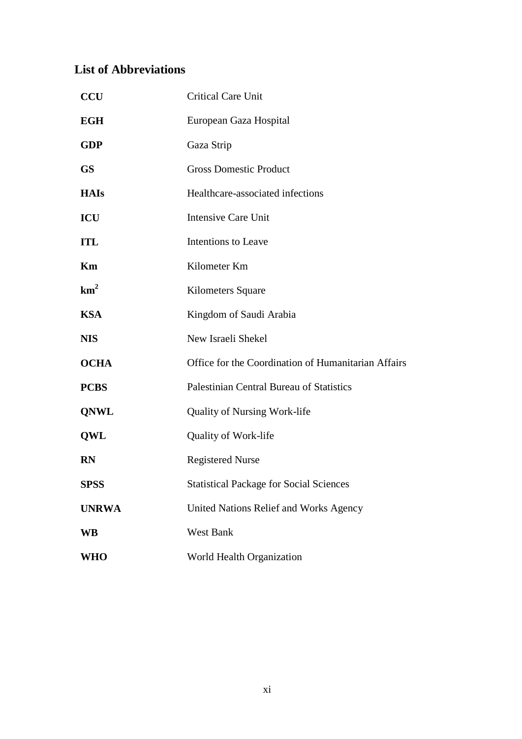## List of Abbreviations

| | |
|---|---|
| **CCU** | Critical Care Unit |
| **EGH** | European Gaza Hospital |
| **GDP** | Gaza Strip |
| **GS** | Gross Domestic Product |
| **HAIs** | Healthcare-associated infections |
| **ICU** | Intensive Care Unit |
| **ITL** | Intentions to Leave |
| **Km** | Kilometer Km |
| **$km^2$** | Kilometers Square |
| **KSA** | Kingdom of Saudi Arabia |
| **NIS** | New Israeli Shekel |
| **OCHA** | Office for the Coordination of Humanitarian Affairs |
| **PCBS** | Palestinian Central Bureau of Statistics |
| **QNWL** | Quality of Nursing Work-life |
| **QWL** | Quality of Work-life |
| **RN** | Registered Nurse |
| **SPSS** | Statistical Package for Social Sciences |
| **UNRWA** | United Nations Relief and Works Agency |
| **WB** | West Bank |
| **WHO** | World Health Organization |